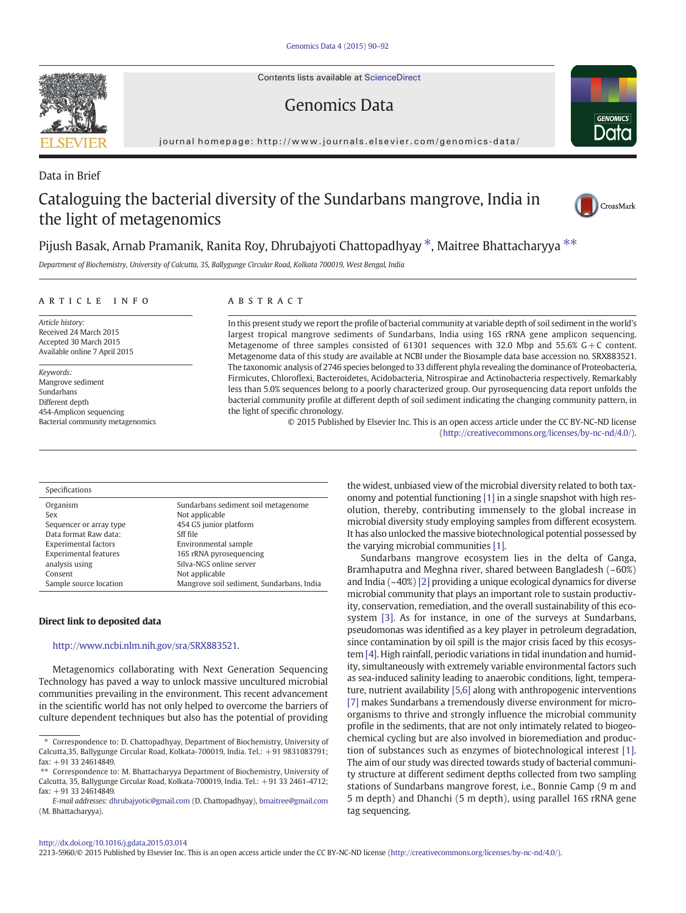Data in Brief

# Cataloguing the bacterial diversity of the Sundarbans mangrove, India in the light of metagenomics

Pijush Basak, Arnab Pramanik, Ranita Roy, Dhrubajyoti Chattopadhyay *, Maitree Bhattacharyya **

*Department of Biochemistry, University of Calcutta, 35, Ballygunge Circular Road, Kolkata 700019, West Bengal, India*

## ARTICLE INFO

*Article history:*
Received 24 March 2015
Accepted 30 March 2015
Available online 7 April 2015

*Keywords:*
Mangrove sediment
Sundarbans
Different depth
454-Amplicon sequencing
Bacterial community metagenomics

## ABSTRACT

In this present study we report the profile of bacterial community at variable depth of soil sediment in the world's largest tropical mangrove sediments of Sundarbans, India using 16S rRNA gene amplicon sequencing. Metagenome of three samples consisted of 61301 sequences with 32.0 Mbp and 55.6% G+C content. Metagenome data of this study are available at NCBI under the Biosample data base accession no. SRX883521. The taxonomic analysis of 2746 species belonged to 33 different phyla revealing the dominance of Proteobacteria, Firmicutes, Chloroflexi, Bacteroidetes, Acidobacteria, Nitrospirae and Actinobacteria respectively. Remarkably less than 5.0% sequences belong to a poorly characterized group. Our pyrosequencing data report unfolds the bacterial community profile at different depth of soil sediment indicating the changing community pattern, in the light of specific chronology.

© 2015 Published by Elsevier Inc. This is an open access article under the CC BY-NC-ND license (http://creativecommons.org/licenses/by-nc-nd/4.0/).

| Specifications | |
|---|---|
| Organism | Sundarbans sediment soil metagenome |
| Sex | Not applicable |
| Sequencer or array type | 454 GS junior platform |
| Data format Raw data: | Sff file |
| Experimental factors | Environmental sample |
| Experimental features | 16S rRNA pyrosequencing |
| analysis using | Silva-NGS online server |
| Consent | Not applicable |
| Sample source location | Mangrove soil sediment, Sundarbans, India |

**Direct link to deposited data**

http://www.ncbi.nlm.nih.gov/sra/SRX883521.

Metagenomics collaborating with Next Generation Sequencing Technology has paved a way to unlock massive uncultured microbial communities prevailing in the environment. This recent advancement in the scientific world has not only helped to overcome the barriers of culture dependent techniques but also has the potential of providing the widest, unbiased view of the microbial diversity related to both taxonomy and potential functioning [1] in a single snapshot with high resolution, thereby, contributing immensely to the global increase in microbial diversity study employing samples from different ecosystem. It has also unlocked the massive biotechnological potential possessed by the varying microbial communities [1].

Sundarbans mangrove ecosystem lies in the delta of Ganga, Bramhaputra and Meghna river, shared between Bangladesh (~60%) and India (~40%) [2] providing a unique ecological dynamics for diverse microbial community that plays an important role to sustain productivity, conservation, remediation, and the overall sustainability of this ecosystem [3]. As for instance, in one of the surveys at Sundarbans, pseudomonas was identified as a key player in petroleum degradation, since contamination by oil spill is the major crisis faced by this ecosystem [4]. High rainfall, periodic variations in tidal inundation and humidity, simultaneously with extremely variable environmental factors such as sea-induced salinity leading to anaerobic conditions, light, temperature, nutrient availability [5,6] along with anthropogenic interventions [7] makes Sundarbans a tremendously diverse environment for microorganisms to thrive and strongly influence the microbial community profile in the sediments, that are not only intimately related to biogeochemical cycling but are also involved in bioremediation and production of substances such as enzymes of biotechnological interest [1]. The aim of our study was directed towards study of bacterial community structure at different sediment depths collected from two sampling stations of Sundarbans mangrove forest, i.e., Bonnie Camp (9 m and 5 m depth) and Dhanchi (5 m depth), using parallel 16S rRNA gene tag sequencing.

\* Correspondence to: D. Chattopadhyay, Department of Biochemistry, University of Calcutta,35, Ballygunge Circular Road, Kolkata-700019, India. Tel.: +91 9831083791; fax: +91 33 24614849.

\*\* Correspondence to: M. Bhattacharyya Department of Biochemistry, University of Calcutta, 35, Ballygunge Circular Road, Kolkata-700019, India. Tel.: +91 33 2461-4712; fax: +91 33 24614849.

*E-mail addresses:* dhrubajyotic@gmail.com (D. Chattopadhyay), bmaitree@gmail.com (M. Bhattacharyya).

http://dx.doi.org/10.1016/j.gdata.2015.03.014
2213-5960/© 2015 Published by Elsevier Inc. This is an open access article under the CC BY-NC-ND license (http://creativecommons.org/licenses/by-nc-nd/4.0/).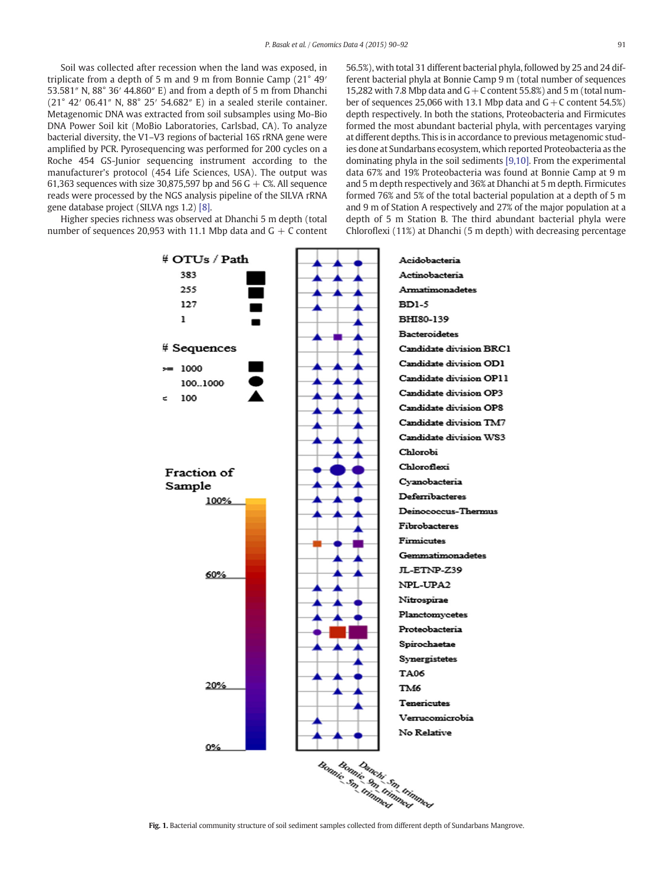Soil was collected after recession when the land was exposed, in triplicate from a depth of 5 m and 9 m from Bonnie Camp (21° 49′ 53.581″ N, 88° 36′ 44.860″ E) and from a depth of 5 m from Dhanchi (21° 42′ 06.41″ N, 88° 25′ 54.682″ E) in a sealed sterile container. Metagenomic DNA was extracted from soil subsamples using Mo-Bio DNA Power Soil kit (MoBio Laboratories, Carlsbad, CA). To analyze bacterial diversity, the V1–V3 regions of bacterial 16S rRNA gene were amplified by PCR. Pyrosequencing was performed for 200 cycles on a Roche 454 GS-Junior sequencing instrument according to the manufacturer's protocol (454 Life Sciences, USA). The output was 61,363 sequences with size 30,875,597 bp and 56 G + C%. All sequence reads were processed by the NGS analysis pipeline of the SILVA rRNA gene database project (SILVA ngs 1.2) [8].

Higher species richness was observed at Dhanchi 5 m depth (total number of sequences 20,953 with 11.1 Mbp data and G + C content 56.5%), with total 31 different bacterial phyla, followed by 25 and 24 different bacterial phyla at Bonnie Camp 9 m (total number of sequences 15,282 with 7.8 Mbp data and G + C content 55.8%) and 5 m (total number of sequences 25,066 with 13.1 Mbp data and G + C content 54.5%) depth respectively. In both the stations, Proteobacteria and Firmicutes formed the most abundant bacterial phyla, with percentages varying at different depths. This is in accordance to previous metagenomic studies done at Sundarbans ecosystem, which reported Proteobacteria as the dominating phyla in the soil sediments [9,10]. From the experimental data 67% and 19% Proteobacteria was found at Bonnie Camp at 9 m and 5 m depth respectively and 36% at Dhanchi at 5 m depth. Firmicutes formed 76% and 5% of the total bacterial population at a depth of 5 m and 9 m of Station A respectively and 27% of the major population at a depth of 5 m Station B. The third abundant bacterial phyla were Chloroflexi (11%) at Dhanchi (5 m depth) with decreasing percentage

**Fig. 1.** Bacterial community structure of soil sediment samples collected from different depth of Sundarbans Mangrove.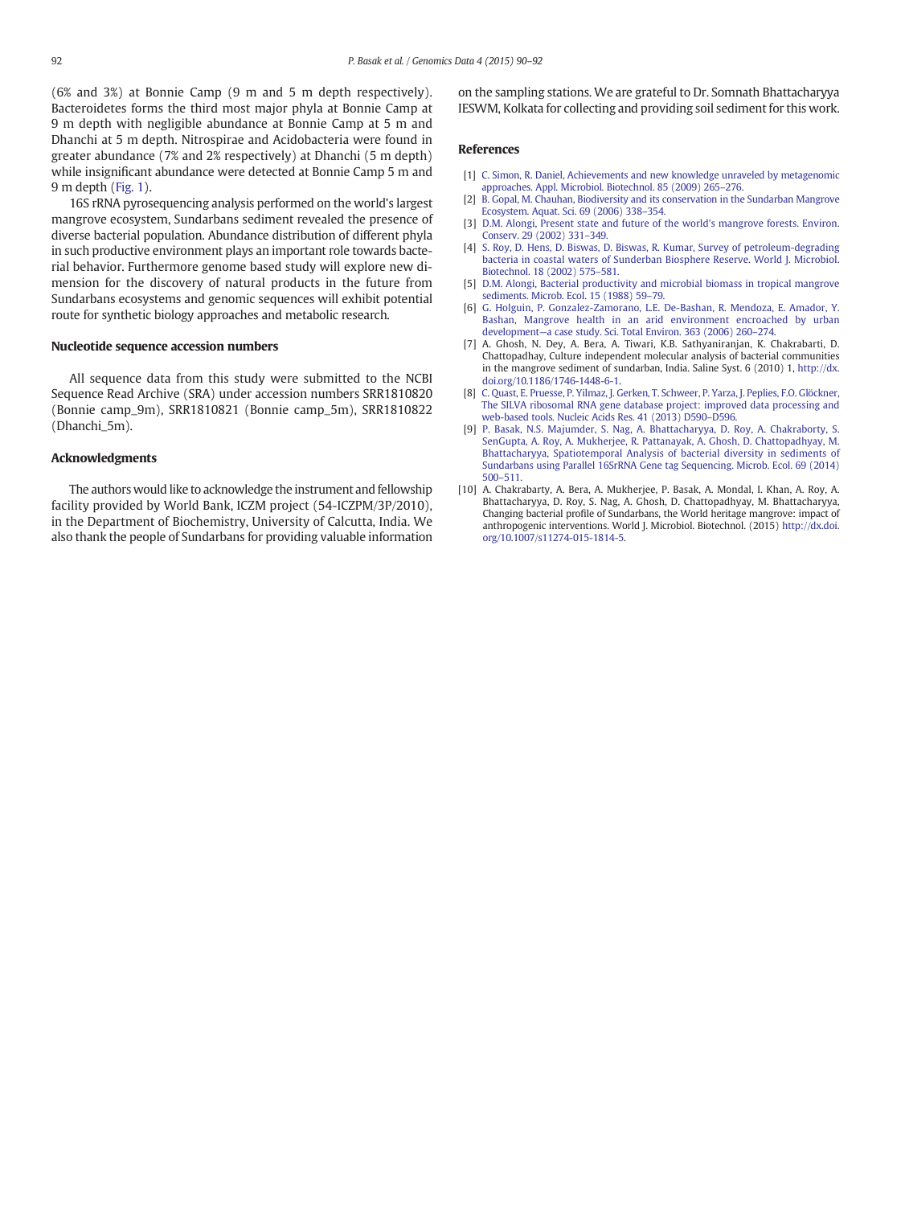(6% and 3%) at Bonnie Camp (9 m and 5 m depth respectively). Bacteroidetes forms the third most major phyla at Bonnie Camp at 9 m depth with negligible abundance at Bonnie Camp at 5 m and Dhanchi at 5 m depth. Nitrospirae and Acidobacteria were found in greater abundance (7% and 2% respectively) at Dhanchi (5 m depth) while insignificant abundance were detected at Bonnie Camp 5 m and 9 m depth (Fig. 1).

16S rRNA pyrosequencing analysis performed on the world's largest mangrove ecosystem, Sundarbans sediment revealed the presence of diverse bacterial population. Abundance distribution of different phyla in such productive environment plays an important role towards bacterial behavior. Furthermore genome based study will explore new dimension for the discovery of natural products in the future from Sundarbans ecosystems and genomic sequences will exhibit potential route for synthetic biology approaches and metabolic research.

### Nucleotide sequence accession numbers

All sequence data from this study were submitted to the NCBI Sequence Read Archive (SRA) under accession numbers SRR1810820 (Bonnie camp_9m), SRR1810821 (Bonnie camp_5m), SRR1810822 (Dhanchi_5m).

### Acknowledgments

The authors would like to acknowledge the instrument and fellowship facility provided by World Bank, ICZM project (54-ICZPM/3P/2010), in the Department of Biochemistry, University of Calcutta, India. We also thank the people of Sundarbans for providing valuable information on the sampling stations. We are grateful to Dr. Somnath Bhattacharyya IESWM, Kolkata for collecting and providing soil sediment for this work.

### References

[1] C. Simon, R. Daniel, Achievements and new knowledge unraveled by metagenomic approaches. Appl. Microbiol. Biotechnol. 85 (2009) 265–276.

[2] B. Gopal, M. Chauhan, Biodiversity and its conservation in the Sundarban Mangrove Ecosystem. Aquat. Sci. 69 (2006) 338–354.

[3] D.M. Alongi, Present state and future of the world's mangrove forests. Environ. Conserv. 29 (2002) 331–349.

[4] S. Roy, D. Hens, D. Biswas, D. Biswas, R. Kumar, Survey of petroleum-degrading bacteria in coastal waters of Sunderban Biosphere Reserve. World J. Microbiol. Biotechnol. 18 (2002) 575–581.

[5] D.M. Alongi, Bacterial productivity and microbial biomass in tropical mangrove sediments. Microb. Ecol. 15 (1988) 59–79.

[6] G. Holguin, P. Gonzalez-Zamorano, L.E. De-Bashan, R. Mendoza, E. Amador, Y. Bashan, Mangrove health in an arid environment encroached by urban development—a case study. Sci. Total Environ. 363 (2006) 260–274.

[7] A. Ghosh, N. Dey, A. Bera, A. Tiwari, K.B. Sathyaniranjan, K. Chakrabarti, D. Chattopadhay, Culture independent molecular analysis of bacterial communities in the mangrove sediment of sundarban, India. Saline Syst. 6 (2010) 1, http://dx.doi.org/10.1186/1746-1448-6-1.

[8] C. Quast, E. Pruesse, P. Yilmaz, J. Gerken, T. Schweer, P. Yarza, J. Peplies, F.O. Glöckner, The SILVA ribosomal RNA gene database project: improved data processing and web-based tools. Nucleic Acids Res. 41 (2013) D590–D596.

[9] P. Basak, N.S. Majumder, S. Nag, A. Bhattacharyya, D. Roy, A. Chakraborty, S. SenGupta, A. Roy, A. Mukherjee, R. Pattanayak, A. Ghosh, D. Chattopadhyay, M. Bhattacharyya, Spatiotemporal Analysis of bacterial diversity in sediments of Sundarbans using Parallel 16SrRNA Gene tag Sequencing. Microb. Ecol. 69 (2014) 500–511.

[10] A. Chakrabarty, A. Bera, A. Mukherjee, P. Basak, A. Mondal, I. Khan, A. Roy, A. Bhattacharyya, D. Roy, S. Nag, A. Ghosh, D. Chattopadhyay, M. Bhattacharyya, Changing bacterial profile of Sundarbans, the World heritage mangrove: impact of anthropogenic interventions. World J. Microbiol. Biotechnol. (2015) http://dx.doi.org/10.1007/s11274-015-1814-5.